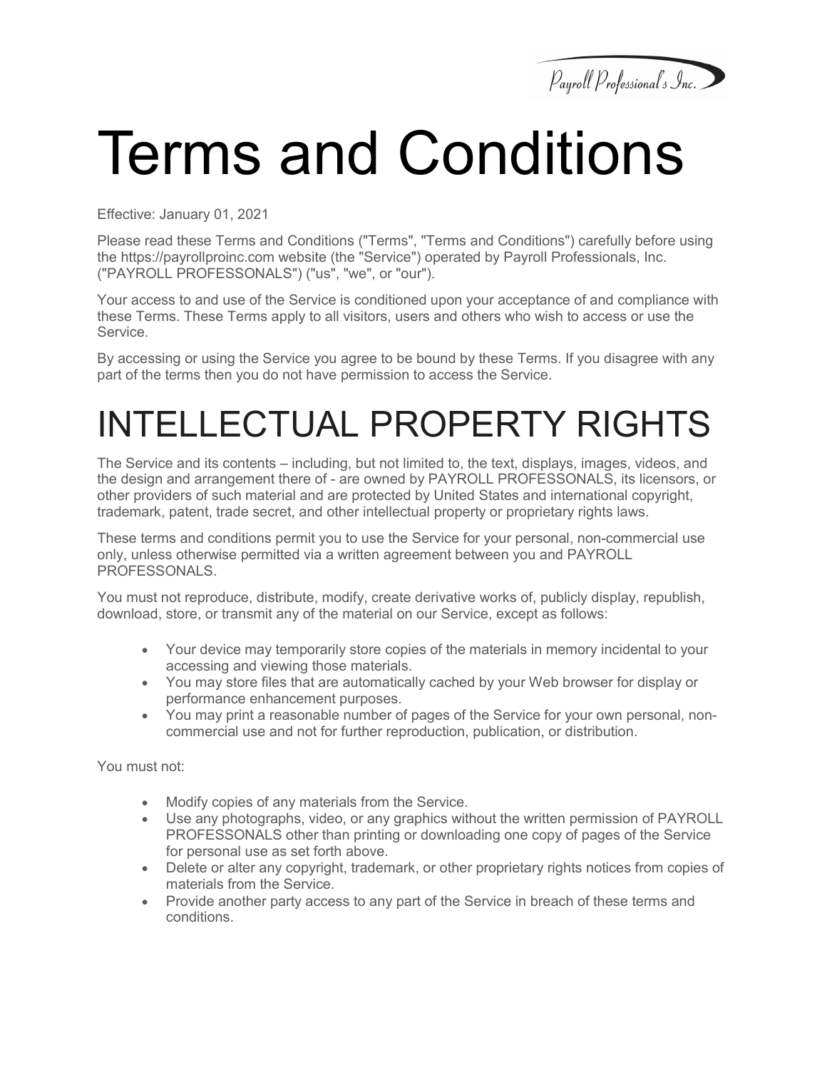# Terms and Conditions

Effective: January 01, 2021

Please read these Terms and Conditions ("Terms", "Terms and Conditions") carefully before using the https://payrollproinc.com website (the "Service") operated by Payroll Professionals, Inc. ("PAYROLL PROFESSONALS") ("us", "we", or "our").

Your access to and use of the Service is conditioned upon your acceptance of and compliance with these Terms. These Terms apply to all visitors, users and others who wish to access or use the Service.

By accessing or using the Service you agree to be bound by these Terms. If you disagree with any part of the terms then you do not have permission to access the Service.

# INTELLECTUAL PROPERTY RIGHTS

The Service and its contents – including, but not limited to, the text, displays, images, videos, and the design and arrangement there of - are owned by PAYROLL PROFESSONALS, its licensors, or other providers of such material and are protected by United States and international copyright, trademark, patent, trade secret, and other intellectual property or proprietary rights laws.

These terms and conditions permit you to use the Service for your personal, non-commercial use only, unless otherwise permitted via a written agreement between you and PAYROLL PROFESSONALS.

You must not reproduce, distribute, modify, create derivative works of, publicly display, republish, download, store, or transmit any of the material on our Service, except as follows:

- Your device may temporarily store copies of the materials in memory incidental to your accessing and viewing those materials.
- You may store files that are automatically cached by your Web browser for display or performance enhancement purposes.
- You may print a reasonable number of pages of the Service for your own personal, non-commercial use and not for further reproduction, publication, or distribution.

You must not:

- Modify copies of any materials from the Service.
- Use any photographs, video, or any graphics without the written permission of PAYROLL PROFESSONALS other than printing or downloading one copy of pages of the Service for personal use as set forth above.
- Delete or alter any copyright, trademark, or other proprietary rights notices from copies of materials from the Service.
- Provide another party access to any part of the Service in breach of these terms and conditions.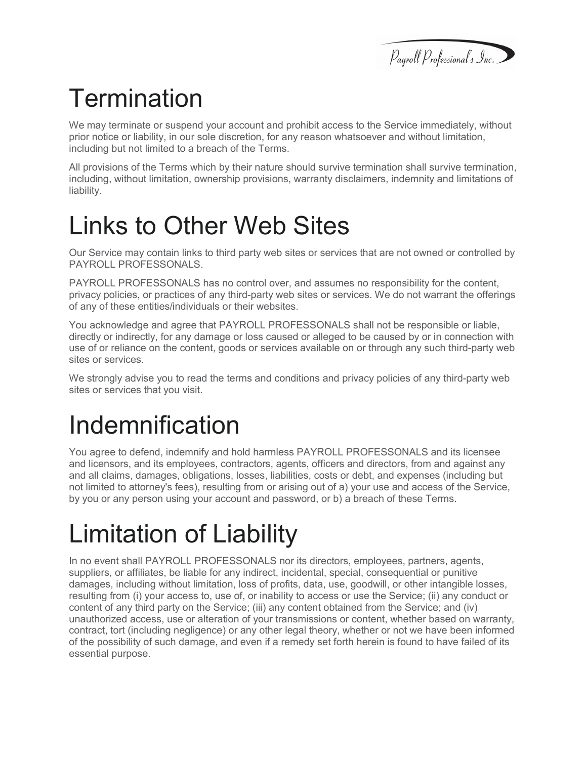# Termination

We may terminate or suspend your account and prohibit access to the Service immediately, without prior notice or liability, in our sole discretion, for any reason whatsoever and without limitation, including but not limited to a breach of the Terms.

All provisions of the Terms which by their nature should survive termination shall survive termination, including, without limitation, ownership provisions, warranty disclaimers, indemnity and limitations of liability.

# Links to Other Web Sites

Our Service may contain links to third party web sites or services that are not owned or controlled by PAYROLL PROFESSONALS.

PAYROLL PROFESSONALS has no control over, and assumes no responsibility for the content, privacy policies, or practices of any third-party web sites or services. We do not warrant the offerings of any of these entities/individuals or their websites.

You acknowledge and agree that PAYROLL PROFESSONALS shall not be responsible or liable, directly or indirectly, for any damage or loss caused or alleged to be caused by or in connection with use of or reliance on the content, goods or services available on or through any such third-party web sites or services.

We strongly advise you to read the terms and conditions and privacy policies of any third-party web sites or services that you visit.

# Indemnification

You agree to defend, indemnify and hold harmless PAYROLL PROFESSONALS and its licensee and licensors, and its employees, contractors, agents, officers and directors, from and against any and all claims, damages, obligations, losses, liabilities, costs or debt, and expenses (including but not limited to attorney's fees), resulting from or arising out of a) your use and access of the Service, by you or any person using your account and password, or b) a breach of these Terms.

# Limitation of Liability

In no event shall PAYROLL PROFESSONALS nor its directors, employees, partners, agents, suppliers, or affiliates, be liable for any indirect, incidental, special, consequential or punitive damages, including without limitation, loss of profits, data, use, goodwill, or other intangible losses, resulting from (i) your access to, use of, or inability to access or use the Service; (ii) any conduct or content of any third party on the Service; (iii) any content obtained from the Service; and (iv) unauthorized access, use or alteration of your transmissions or content, whether based on warranty, contract, tort (including negligence) or any other legal theory, whether or not we have been informed of the possibility of such damage, and even if a remedy set forth herein is found to have failed of its essential purpose.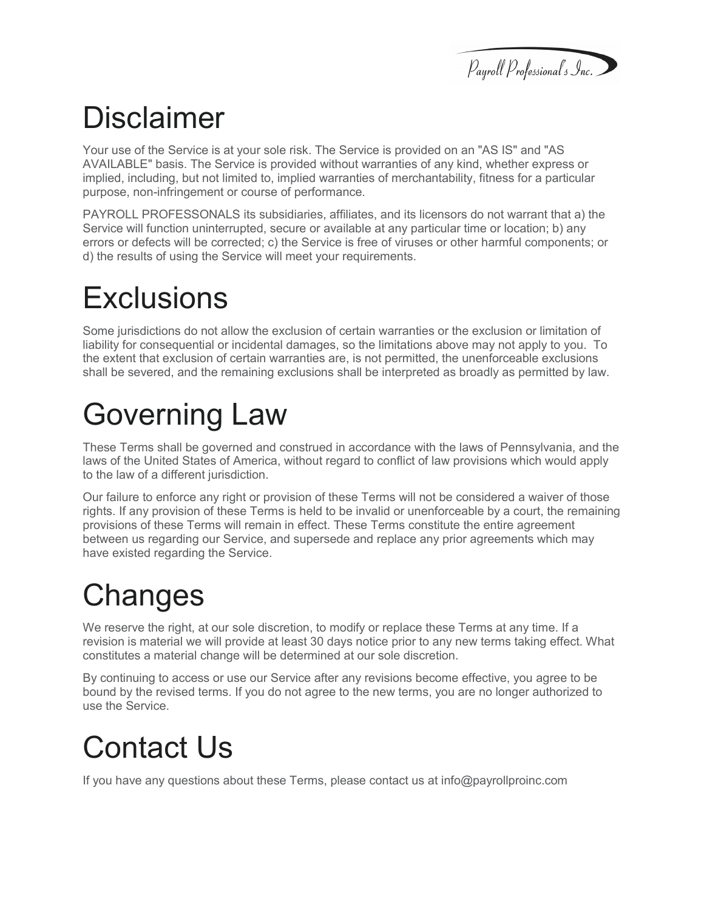# Disclaimer

Your use of the Service is at your sole risk. The Service is provided on an "AS IS" and "AS AVAILABLE" basis. The Service is provided without warranties of any kind, whether express or implied, including, but not limited to, implied warranties of merchantability, fitness for a particular purpose, non-infringement or course of performance.

PAYROLL PROFESSONALS its subsidiaries, affiliates, and its licensors do not warrant that a) the Service will function uninterrupted, secure or available at any particular time or location; b) any errors or defects will be corrected; c) the Service is free of viruses or other harmful components; or d) the results of using the Service will meet your requirements.

# Exclusions

Some jurisdictions do not allow the exclusion of certain warranties or the exclusion or limitation of liability for consequential or incidental damages, so the limitations above may not apply to you. To the extent that exclusion of certain warranties are, is not permitted, the unenforceable exclusions shall be severed, and the remaining exclusions shall be interpreted as broadly as permitted by law.

# Governing Law

These Terms shall be governed and construed in accordance with the laws of Pennsylvania, and the laws of the United States of America, without regard to conflict of law provisions which would apply to the law of a different jurisdiction.

Our failure to enforce any right or provision of these Terms will not be considered a waiver of those rights. If any provision of these Terms is held to be invalid or unenforceable by a court, the remaining provisions of these Terms will remain in effect. These Terms constitute the entire agreement between us regarding our Service, and supersede and replace any prior agreements which may have existed regarding the Service.

# Changes

We reserve the right, at our sole discretion, to modify or replace these Terms at any time. If a revision is material we will provide at least 30 days notice prior to any new terms taking effect. What constitutes a material change will be determined at our sole discretion.

By continuing to access or use our Service after any revisions become effective, you agree to be bound by the revised terms. If you do not agree to the new terms, you are no longer authorized to use the Service.

# Contact Us

If you have any questions about these Terms, please contact us at info@payrollproinc.com